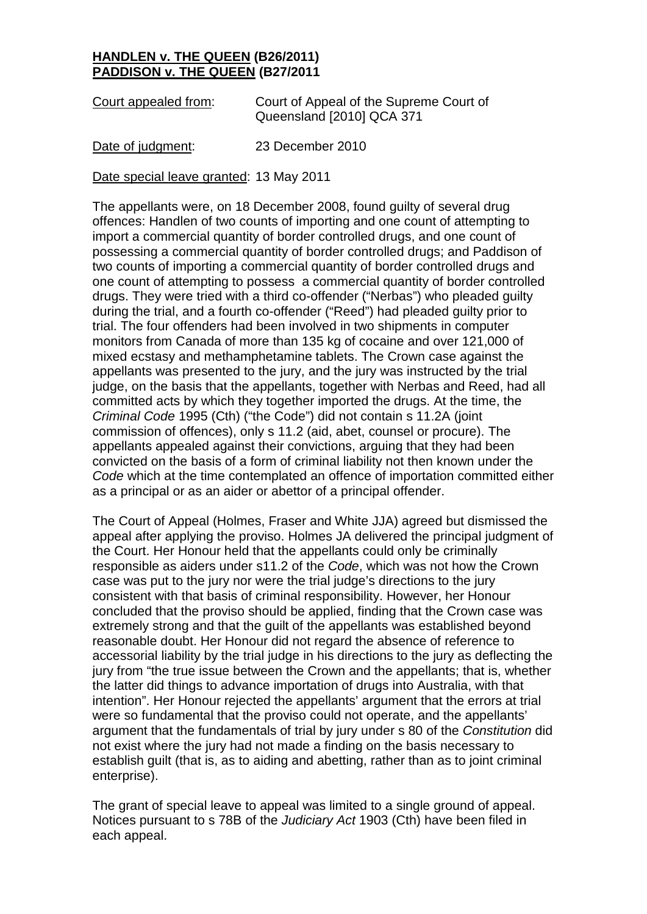**HANDLEN v. THE QUEEN (B26/2011)**
**PADDISON v. THE QUEEN (B27/2011)**

Court appealed from: Court of Appeal of the Supreme Court of Queensland [2010] QCA 371

Date of judgment: 23 December 2010

Date special leave granted: 13 May 2011

The appellants were, on 18 December 2008, found guilty of several drug offences: Handlen of two counts of importing and one count of attempting to import a commercial quantity of border controlled drugs, and one count of possessing a commercial quantity of border controlled drugs; and Paddison of two counts of importing a commercial quantity of border controlled drugs and one count of attempting to possess a commercial quantity of border controlled drugs. They were tried with a third co-offender ("Nerbas") who pleaded guilty during the trial, and a fourth co-offender ("Reed") had pleaded guilty prior to trial. The four offenders had been involved in two shipments in computer monitors from Canada of more than 135 kg of cocaine and over 121,000 of mixed ecstasy and methamphetamine tablets. The Crown case against the appellants was presented to the jury, and the jury was instructed by the trial judge, on the basis that the appellants, together with Nerbas and Reed, had all committed acts by which they together imported the drugs. At the time, the *Criminal Code* 1995 (Cth) ("the Code") did not contain s 11.2A (joint commission of offences), only s 11.2 (aid, abet, counsel or procure). The appellants appealed against their convictions, arguing that they had been convicted on the basis of a form of criminal liability not then known under the *Code* which at the time contemplated an offence of importation committed either as a principal or as an aider or abettor of a principal offender.

The Court of Appeal (Holmes, Fraser and White JJA) agreed but dismissed the appeal after applying the proviso. Holmes JA delivered the principal judgment of the Court. Her Honour held that the appellants could only be criminally responsible as aiders under s11.2 of the *Code*, which was not how the Crown case was put to the jury nor were the trial judge's directions to the jury consistent with that basis of criminal responsibility. However, her Honour concluded that the proviso should be applied, finding that the Crown case was extremely strong and that the guilt of the appellants was established beyond reasonable doubt. Her Honour did not regard the absence of reference to accessorial liability by the trial judge in his directions to the jury as deflecting the jury from "the true issue between the Crown and the appellants; that is, whether the latter did things to advance importation of drugs into Australia, with that intention". Her Honour rejected the appellants' argument that the errors at trial were so fundamental that the proviso could not operate, and the appellants' argument that the fundamentals of trial by jury under s 80 of the *Constitution* did not exist where the jury had not made a finding on the basis necessary to establish guilt (that is, as to aiding and abetting, rather than as to joint criminal enterprise).

The grant of special leave to appeal was limited to a single ground of appeal. Notices pursuant to s 78B of the *Judiciary Act* 1903 (Cth) have been filed in each appeal.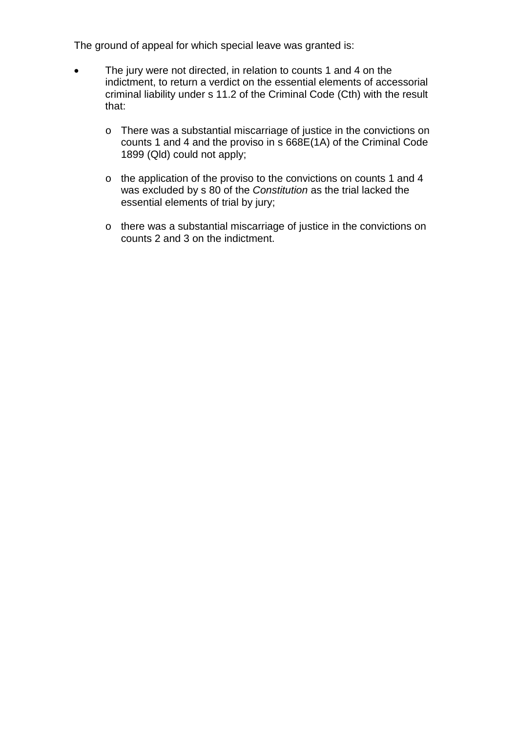The ground of appeal for which special leave was granted is:

- The jury were not directed, in relation to counts 1 and 4 on the indictment, to return a verdict on the essential elements of accessorial criminal liability under s 11.2 of the Criminal Code (Cth) with the result that:
  - There was a substantial miscarriage of justice in the convictions on counts 1 and 4 and the proviso in s 668E(1A) of the Criminal Code 1899 (Qld) could not apply;
  - the application of the proviso to the convictions on counts 1 and 4 was excluded by s 80 of the *Constitution* as the trial lacked the essential elements of trial by jury;
  - there was a substantial miscarriage of justice in the convictions on counts 2 and 3 on the indictment.